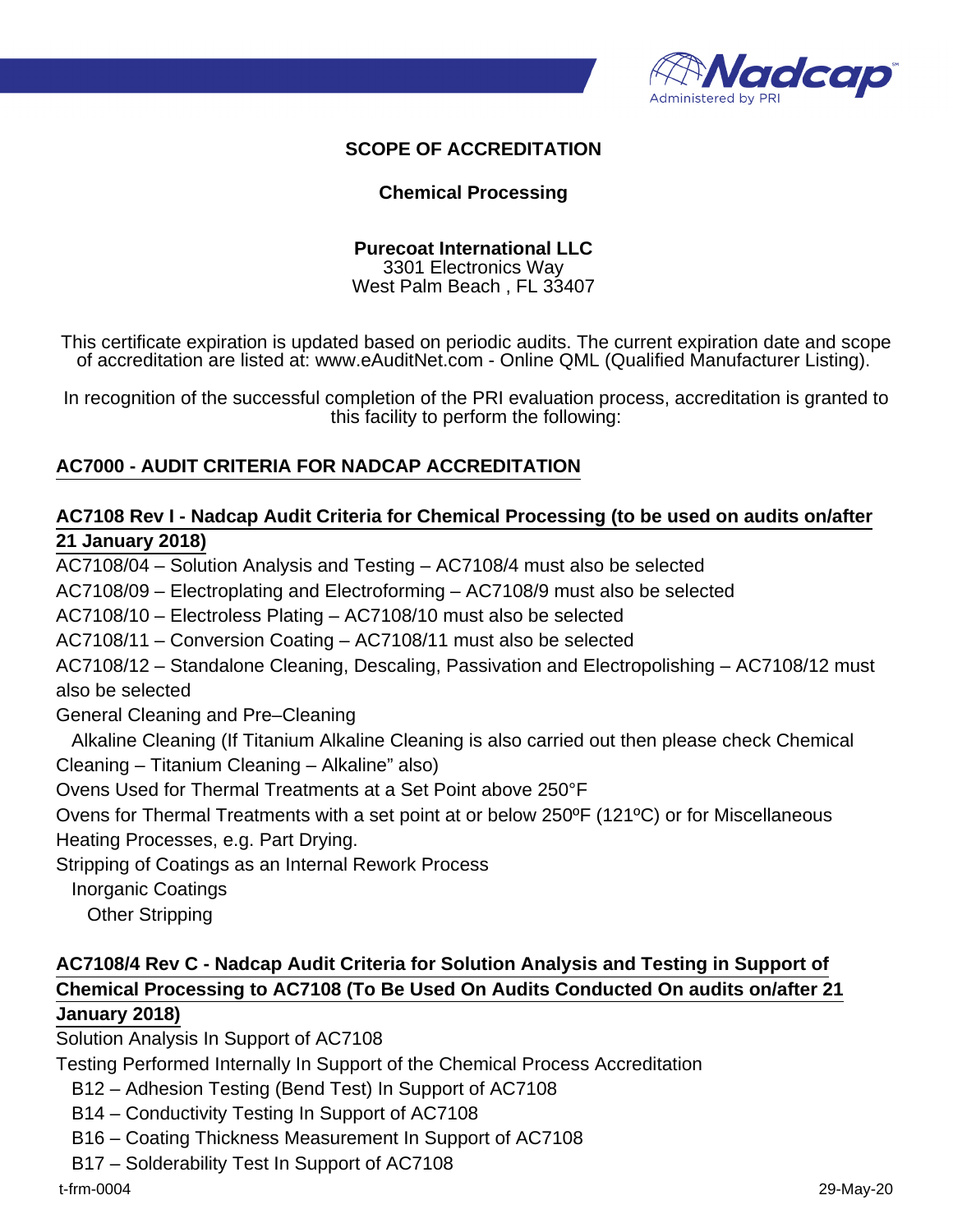# SCOPE OF ACCREDITATION

## Chemical Processing

**Purecoat International LLC**
3301 Electronics Way
West Palm Beach , FL 33407

This certificate expiration is updated based on periodic audits. The current expiration date and scope of accreditation are listed at: www.eAuditNet.com - Online QML (Qualified Manufacturer Listing).

In recognition of the successful completion of the PRI evaluation process, accreditation is granted to this facility to perform the following:

### AC7000 - AUDIT CRITERIA FOR NADCAP ACCREDITATION

### AC7108 Rev I - Nadcap Audit Criteria for Chemical Processing (to be used on audits on/after 21 January 2018)

AC7108/04 – Solution Analysis and Testing – AC7108/4 must also be selected
AC7108/09 – Electroplating and Electroforming – AC7108/9 must also be selected
AC7108/10 – Electroless Plating – AC7108/10 must also be selected
AC7108/11 – Conversion Coating – AC7108/11 must also be selected
AC7108/12 – Standalone Cleaning, Descaling, Passivation and Electropolishing – AC7108/12 must also be selected
General Cleaning and Pre–Cleaning
- Alkaline Cleaning (If Titanium Alkaline Cleaning is also carried out then please check Chemical Cleaning – Titanium Cleaning – Alkaline" also)

Ovens Used for Thermal Treatments at a Set Point above 250°F
Ovens for Thermal Treatments with a set point at or below 250ºF (121ºC) or for Miscellaneous Heating Processes, e.g. Part Drying.
Stripping of Coatings as an Internal Rework Process
- Inorganic Coatings
  - Other Stripping

### AC7108/4 Rev C - Nadcap Audit Criteria for Solution Analysis and Testing in Support of Chemical Processing to AC7108 (To Be Used On Audits Conducted On audits on/after 21 January 2018)

Solution Analysis In Support of AC7108
Testing Performed Internally In Support of the Chemical Process Accreditation
- B12 – Adhesion Testing (Bend Test) In Support of AC7108
- B14 – Conductivity Testing In Support of AC7108
- B16 – Coating Thickness Measurement In Support of AC7108
- B17 – Solderability Test In Support of AC7108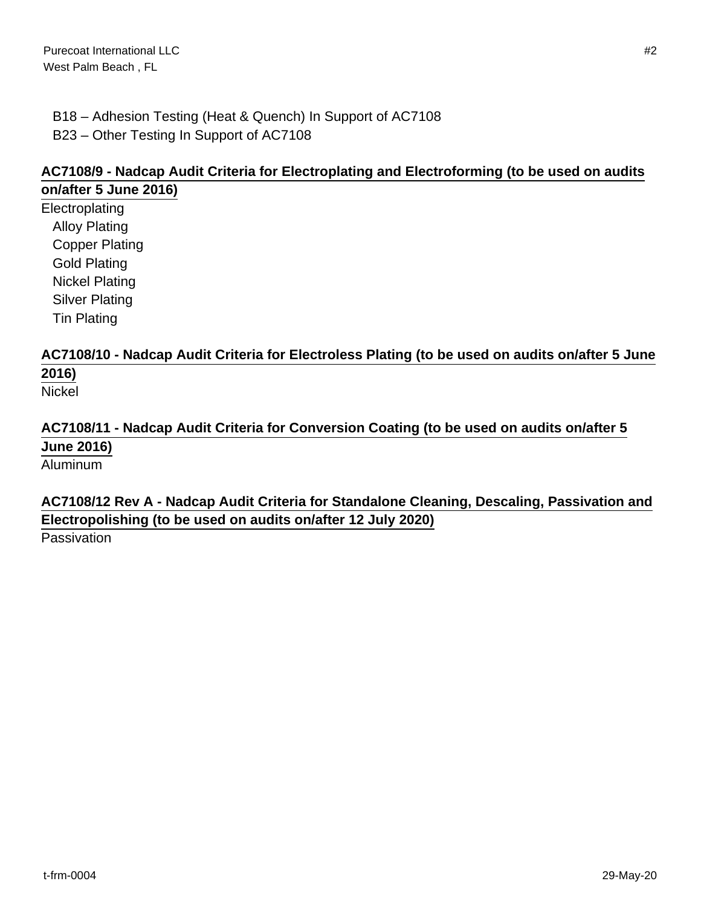B18 – Adhesion Testing (Heat & Quench) In Support of AC7108
B23 – Other Testing In Support of AC7108

## AC7108/9 - Nadcap Audit Criteria for Electroplating and Electroforming (to be used on audits on/after 5 June 2016)

Electroplating

- Alloy Plating
- Copper Plating
- Gold Plating
- Nickel Plating
- Silver Plating
- Tin Plating

## AC7108/10 - Nadcap Audit Criteria for Electroless Plating (to be used on audits on/after 5 June 2016)

Nickel

## AC7108/11 - Nadcap Audit Criteria for Conversion Coating (to be used on audits on/after 5 June 2016)

Aluminum

## AC7108/12 Rev A - Nadcap Audit Criteria for Standalone Cleaning, Descaling, Passivation and Electropolishing (to be used on audits on/after 12 July 2020)

Passivation